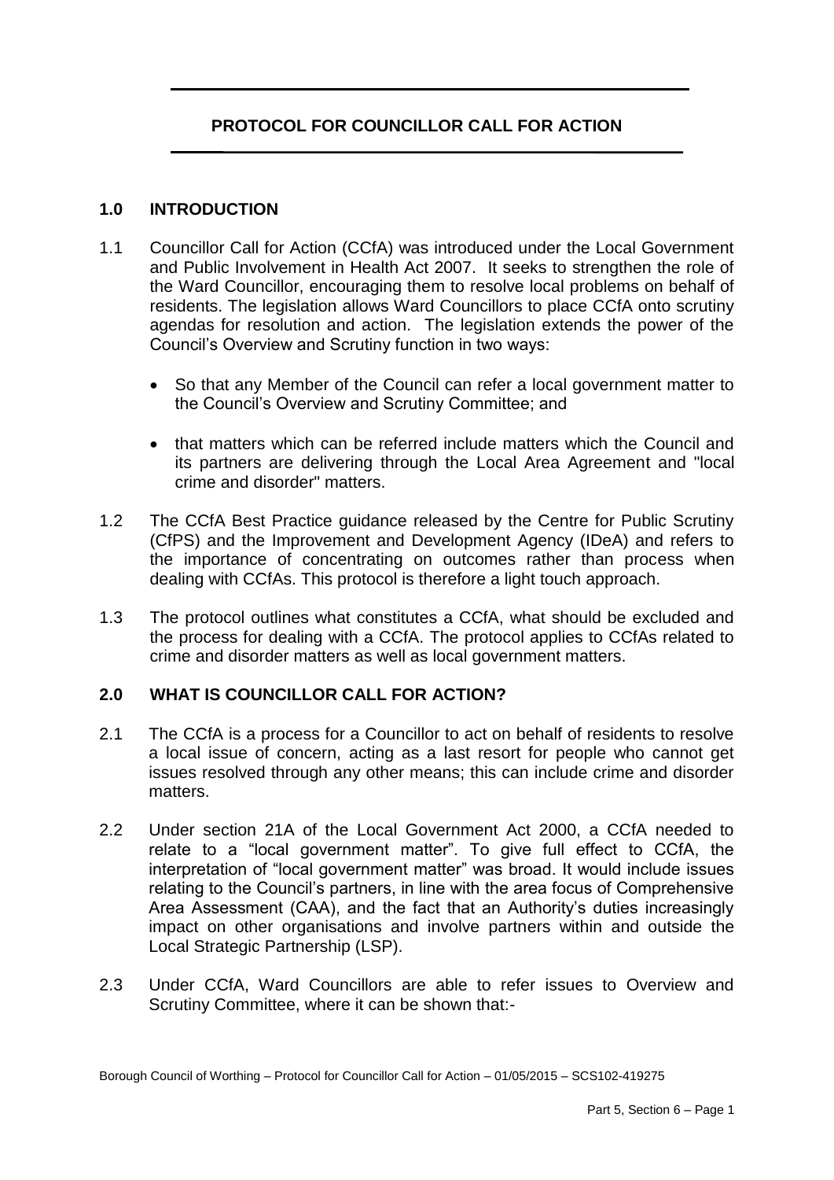# PROTOCOL FOR COUNCILLOR CALL FOR ACTION

## 1.0 INTRODUCTION

1.1 Councillor Call for Action (CCfA) was introduced under the Local Government and Public Involvement in Health Act 2007. It seeks to strengthen the role of the Ward Councillor, encouraging them to resolve local problems on behalf of residents. The legislation allows Ward Councillors to place CCfA onto scrutiny agendas for resolution and action. The legislation extends the power of the Council's Overview and Scrutiny function in two ways:

- So that any Member of the Council can refer a local government matter to the Council's Overview and Scrutiny Committee; and
- that matters which can be referred include matters which the Council and its partners are delivering through the Local Area Agreement and "local crime and disorder" matters.

1.2 The CCfA Best Practice guidance released by the Centre for Public Scrutiny (CfPS) and the Improvement and Development Agency (IDeA) and refers to the importance of concentrating on outcomes rather than process when dealing with CCfAs. This protocol is therefore a light touch approach.

1.3 The protocol outlines what constitutes a CCfA, what should be excluded and the process for dealing with a CCfA. The protocol applies to CCfAs related to crime and disorder matters as well as local government matters.

## 2.0 WHAT IS COUNCILLOR CALL FOR ACTION?

2.1 The CCfA is a process for a Councillor to act on behalf of residents to resolve a local issue of concern, acting as a last resort for people who cannot get issues resolved through any other means; this can include crime and disorder matters.

2.2 Under section 21A of the Local Government Act 2000, a CCfA needed to relate to a "local government matter". To give full effect to CCfA, the interpretation of "local government matter" was broad. It would include issues relating to the Council's partners, in line with the area focus of Comprehensive Area Assessment (CAA), and the fact that an Authority's duties increasingly impact on other organisations and involve partners within and outside the Local Strategic Partnership (LSP).

2.3 Under CCfA, Ward Councillors are able to refer issues to Overview and Scrutiny Committee, where it can be shown that:-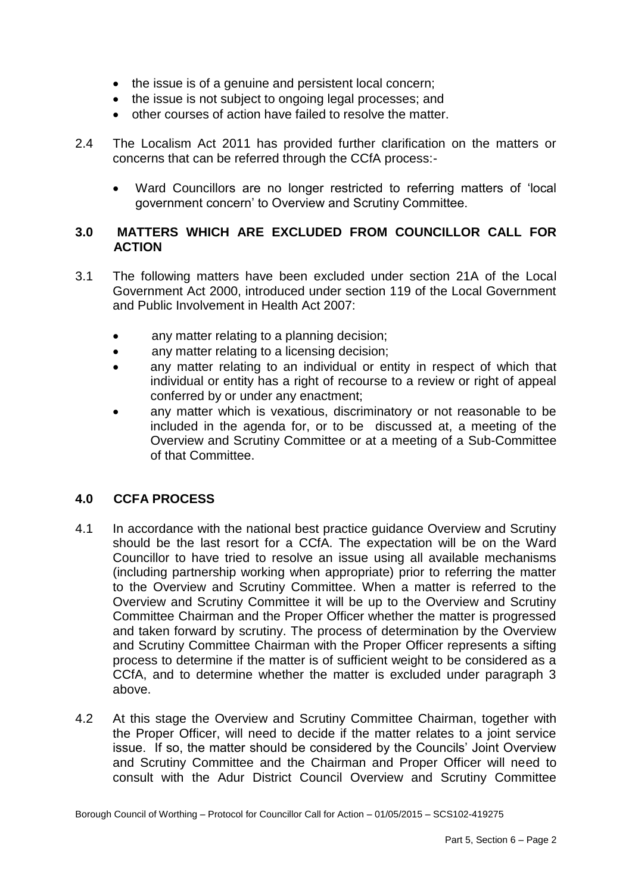- the issue is of a genuine and persistent local concern;
- the issue is not subject to ongoing legal processes; and
- other courses of action have failed to resolve the matter.

2.4 The Localism Act 2011 has provided further clarification on the matters or concerns that can be referred through the CCfA process:-

- Ward Councillors are no longer restricted to referring matters of 'local government concern' to Overview and Scrutiny Committee.

## 3.0 MATTERS WHICH ARE EXCLUDED FROM COUNCILLOR CALL FOR ACTION

3.1 The following matters have been excluded under section 21A of the Local Government Act 2000, introduced under section 119 of the Local Government and Public Involvement in Health Act 2007:

- any matter relating to a planning decision;
- any matter relating to a licensing decision;
- any matter relating to an individual or entity in respect of which that individual or entity has a right of recourse to a review or right of appeal conferred by or under any enactment;
- any matter which is vexatious, discriminatory or not reasonable to be included in the agenda for, or to be discussed at, a meeting of the Overview and Scrutiny Committee or at a meeting of a Sub-Committee of that Committee.

## 4.0 CCFA PROCESS

4.1 In accordance with the national best practice guidance Overview and Scrutiny should be the last resort for a CCfA. The expectation will be on the Ward Councillor to have tried to resolve an issue using all available mechanisms (including partnership working when appropriate) prior to referring the matter to the Overview and Scrutiny Committee. When a matter is referred to the Overview and Scrutiny Committee it will be up to the Overview and Scrutiny Committee Chairman and the Proper Officer whether the matter is progressed and taken forward by scrutiny. The process of determination by the Overview and Scrutiny Committee Chairman with the Proper Officer represents a sifting process to determine if the matter is of sufficient weight to be considered as a CCfA, and to determine whether the matter is excluded under paragraph 3 above.

4.2 At this stage the Overview and Scrutiny Committee Chairman, together with the Proper Officer, will need to decide if the matter relates to a joint service issue. If so, the matter should be considered by the Councils' Joint Overview and Scrutiny Committee and the Chairman and Proper Officer will need to consult with the Adur District Council Overview and Scrutiny Committee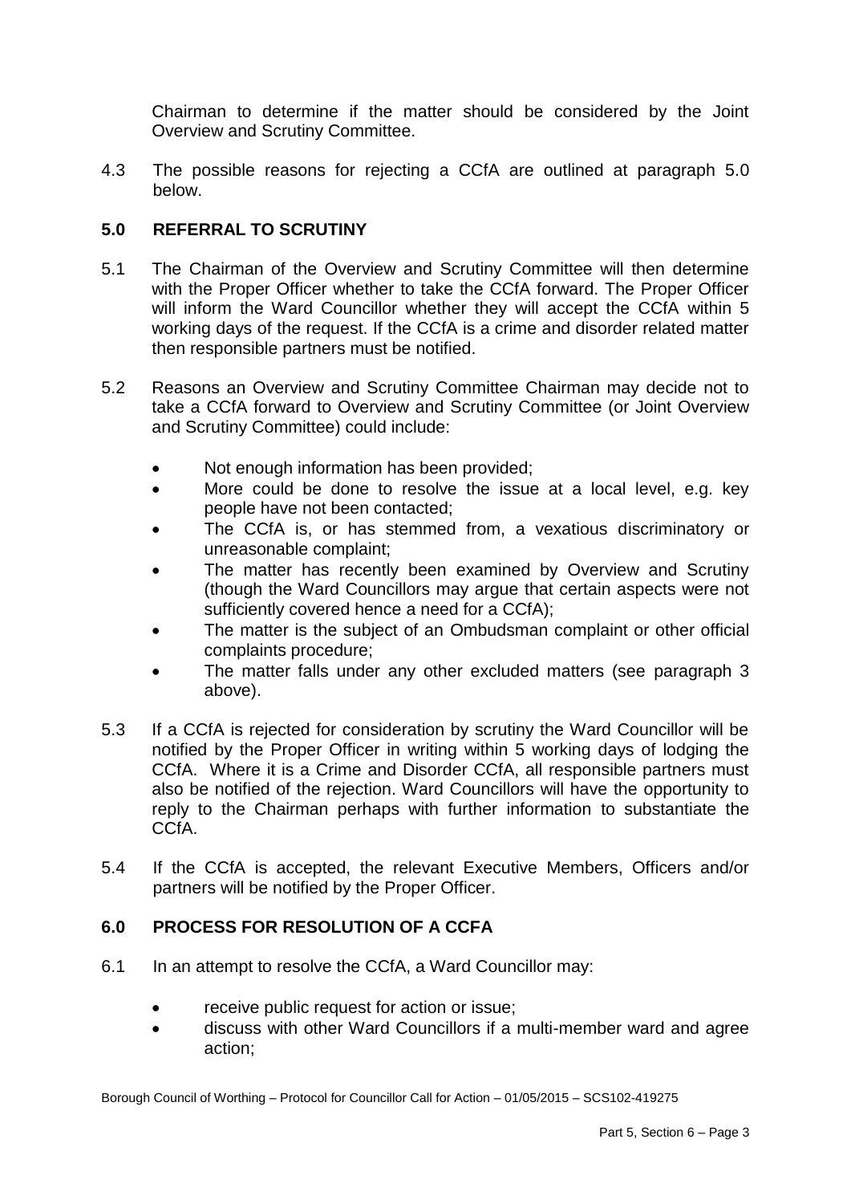Chairman to determine if the matter should be considered by the Joint Overview and Scrutiny Committee.

4.3 The possible reasons for rejecting a CCfA are outlined at paragraph 5.0 below.

## 5.0 REFERRAL TO SCRUTINY

5.1 The Chairman of the Overview and Scrutiny Committee will then determine with the Proper Officer whether to take the CCfA forward. The Proper Officer will inform the Ward Councillor whether they will accept the CCfA within 5 working days of the request. If the CCfA is a crime and disorder related matter then responsible partners must be notified.

5.2 Reasons an Overview and Scrutiny Committee Chairman may decide not to take a CCfA forward to Overview and Scrutiny Committee (or Joint Overview and Scrutiny Committee) could include:

- Not enough information has been provided;
- More could be done to resolve the issue at a local level, e.g. key people have not been contacted;
- The CCfA is, or has stemmed from, a vexatious discriminatory or unreasonable complaint;
- The matter has recently been examined by Overview and Scrutiny (though the Ward Councillors may argue that certain aspects were not sufficiently covered hence a need for a CCfA);
- The matter is the subject of an Ombudsman complaint or other official complaints procedure;
- The matter falls under any other excluded matters (see paragraph 3 above).

5.3 If a CCfA is rejected for consideration by scrutiny the Ward Councillor will be notified by the Proper Officer in writing within 5 working days of lodging the CCfA. Where it is a Crime and Disorder CCfA, all responsible partners must also be notified of the rejection. Ward Councillors will have the opportunity to reply to the Chairman perhaps with further information to substantiate the CCfA.

5.4 If the CCfA is accepted, the relevant Executive Members, Officers and/or partners will be notified by the Proper Officer.

## 6.0 PROCESS FOR RESOLUTION OF A CCFA

6.1 In an attempt to resolve the CCfA, a Ward Councillor may:

- receive public request for action or issue;
- discuss with other Ward Councillors if a multi-member ward and agree action;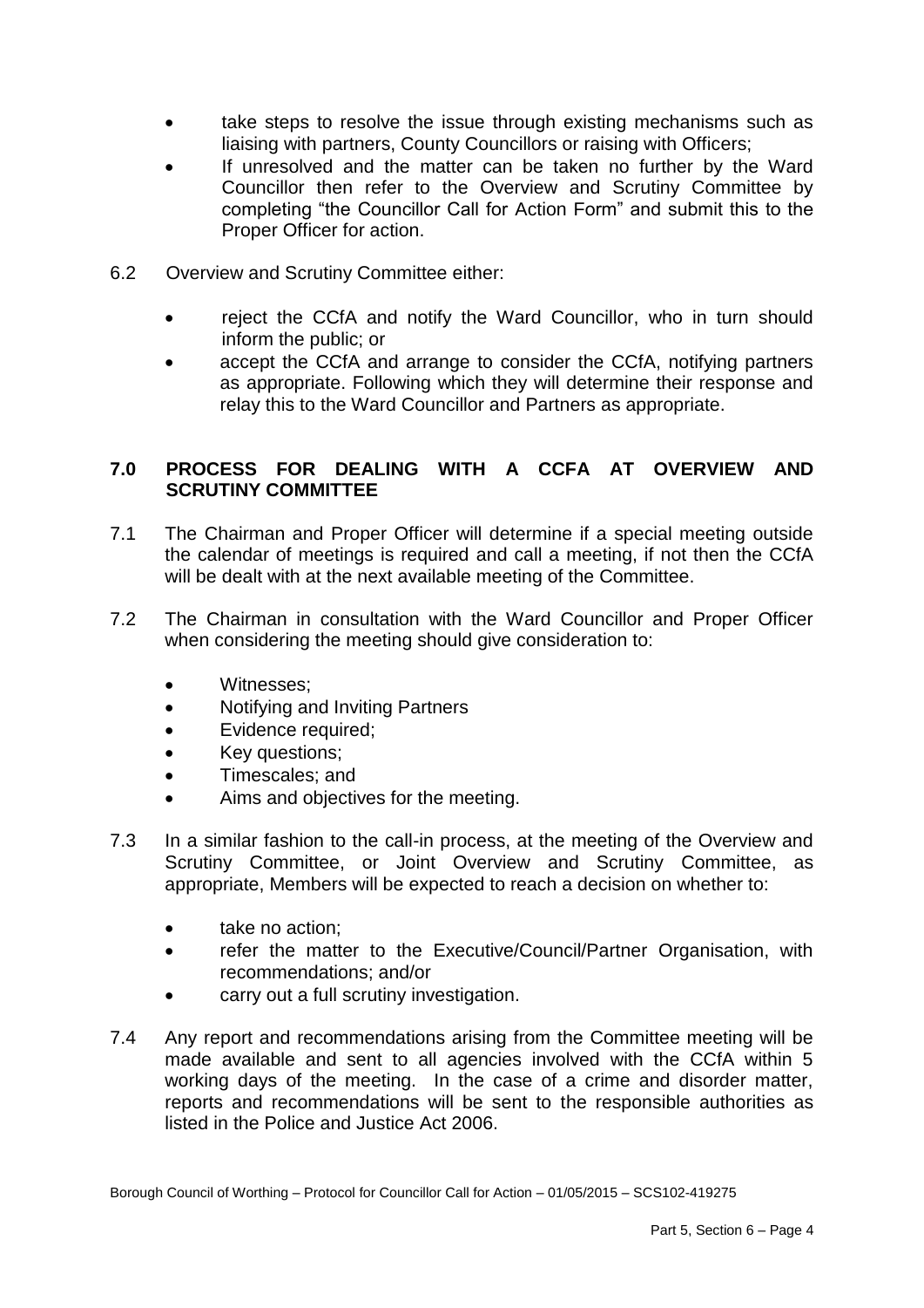- take steps to resolve the issue through existing mechanisms such as liaising with partners, County Councillors or raising with Officers;
- If unresolved and the matter can be taken no further by the Ward Councillor then refer to the Overview and Scrutiny Committee by completing "the Councillor Call for Action Form" and submit this to the Proper Officer for action.

6.2 Overview and Scrutiny Committee either:

- reject the CCfA and notify the Ward Councillor, who in turn should inform the public; or
- accept the CCfA and arrange to consider the CCfA, notifying partners as appropriate. Following which they will determine their response and relay this to the Ward Councillor and Partners as appropriate.

## 7.0 PROCESS FOR DEALING WITH A CCFA AT OVERVIEW AND SCRUTINY COMMITTEE

7.1 The Chairman and Proper Officer will determine if a special meeting outside the calendar of meetings is required and call a meeting, if not then the CCfA will be dealt with at the next available meeting of the Committee.

7.2 The Chairman in consultation with the Ward Councillor and Proper Officer when considering the meeting should give consideration to:

- Witnesses;
- Notifying and Inviting Partners
- Evidence required;
- Key questions;
- Timescales; and
- Aims and objectives for the meeting.

7.3 In a similar fashion to the call-in process, at the meeting of the Overview and Scrutiny Committee, or Joint Overview and Scrutiny Committee, as appropriate, Members will be expected to reach a decision on whether to:

- take no action;
- refer the matter to the Executive/Council/Partner Organisation, with recommendations; and/or
- carry out a full scrutiny investigation.

7.4 Any report and recommendations arising from the Committee meeting will be made available and sent to all agencies involved with the CCfA within 5 working days of the meeting. In the case of a crime and disorder matter, reports and recommendations will be sent to the responsible authorities as listed in the Police and Justice Act 2006.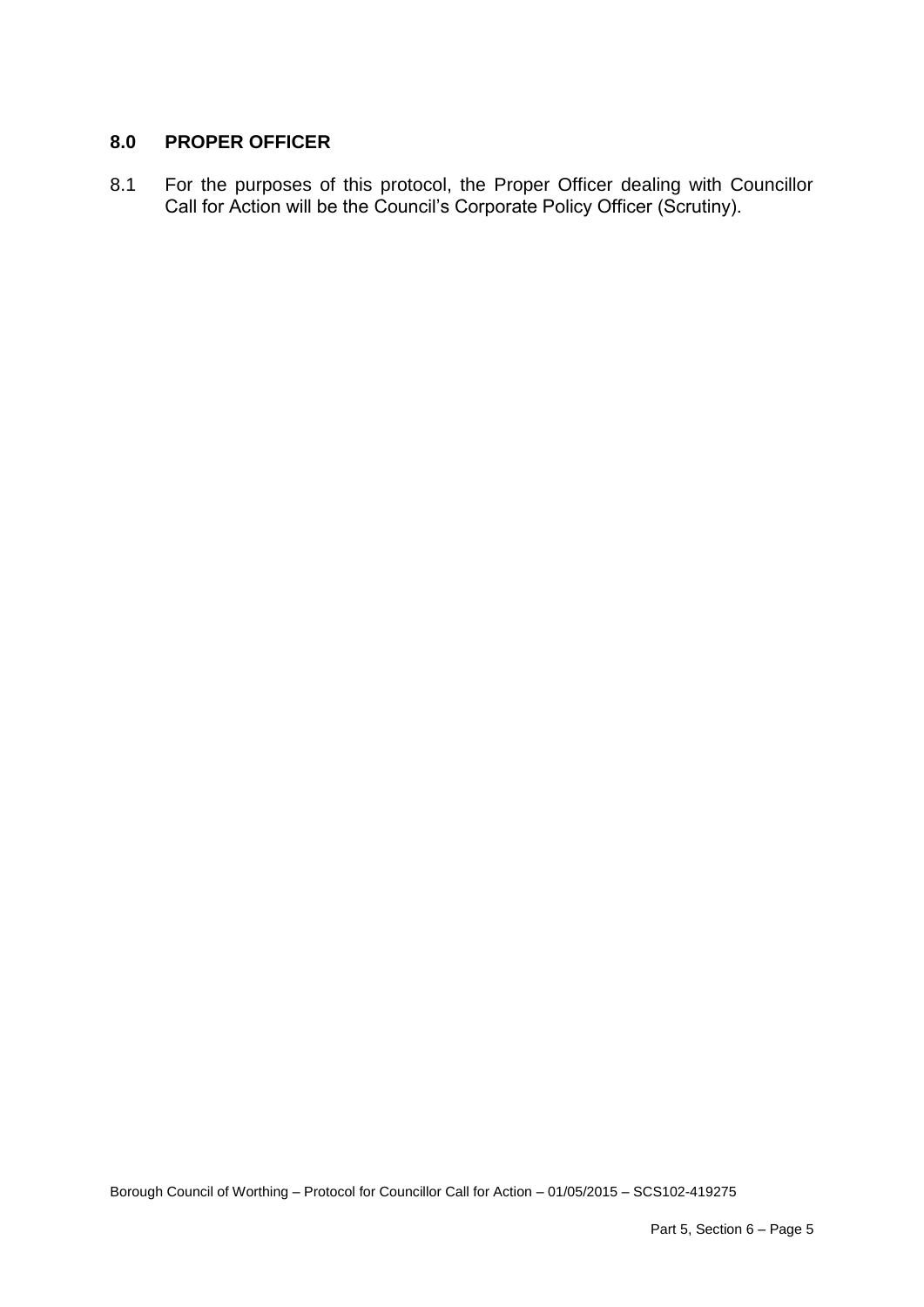## 8.0 PROPER OFFICER

8.1 For the purposes of this protocol, the Proper Officer dealing with Councillor Call for Action will be the Council's Corporate Policy Officer (Scrutiny).